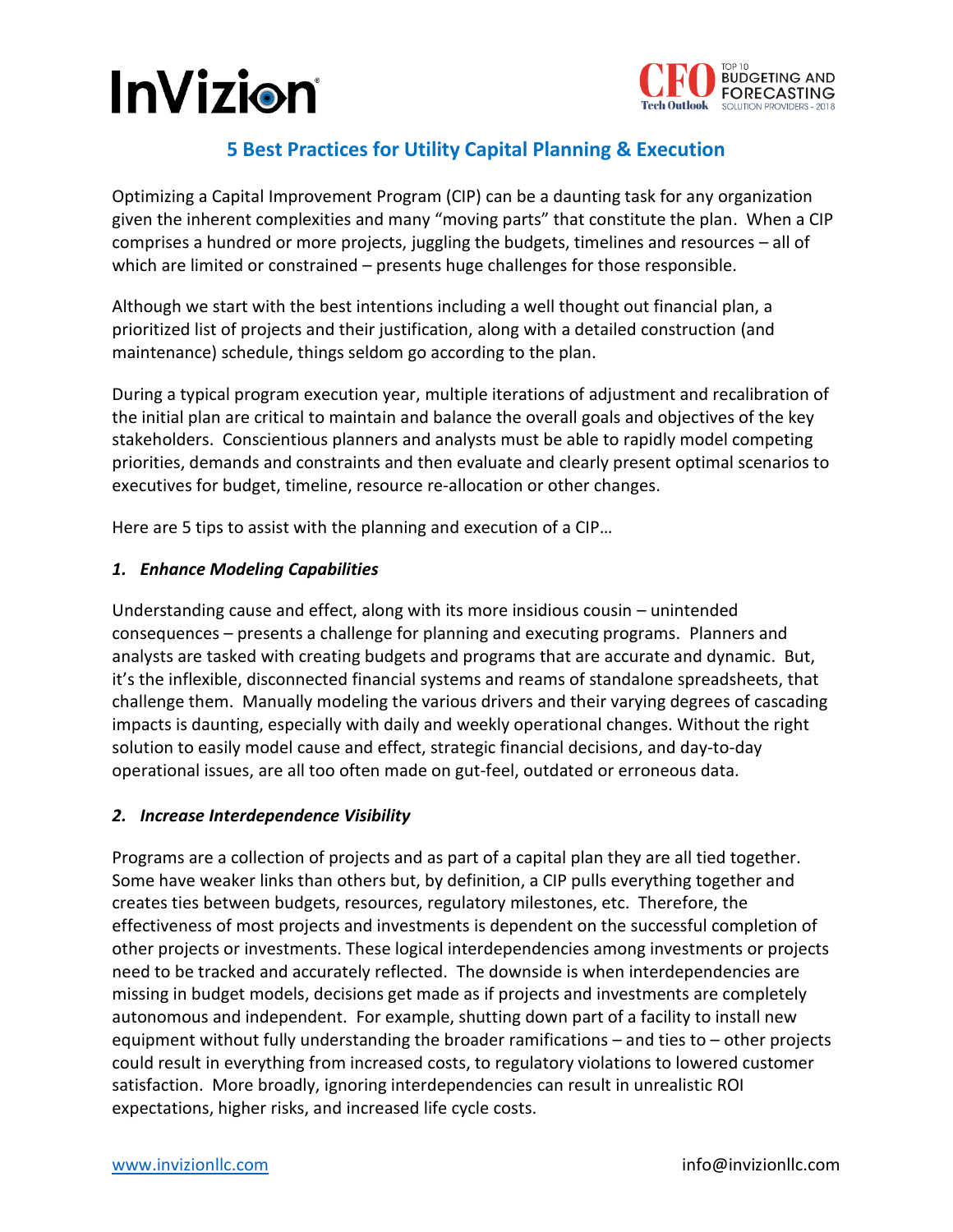# 5 Best Practices for Utility Capital Planning & Execution

Optimizing a Capital Improvement Program (CIP) can be a daunting task for any organization given the inherent complexities and many "moving parts" that constitute the plan. When a CIP comprises a hundred or more projects, juggling the budgets, timelines and resources – all of which are limited or constrained – presents huge challenges for those responsible.

Although we start with the best intentions including a well thought out financial plan, a prioritized list of projects and their justification, along with a detailed construction (and maintenance) schedule, things seldom go according to the plan.

During a typical program execution year, multiple iterations of adjustment and recalibration of the initial plan are critical to maintain and balance the overall goals and objectives of the key stakeholders. Conscientious planners and analysts must be able to rapidly model competing priorities, demands and constraints and then evaluate and clearly present optimal scenarios to executives for budget, timeline, resource re-allocation or other changes.

Here are 5 tips to assist with the planning and execution of a CIP…

### *1. Enhance Modeling Capabilities*

Understanding cause and effect, along with its more insidious cousin – unintended consequences – presents a challenge for planning and executing programs. Planners and analysts are tasked with creating budgets and programs that are accurate and dynamic. But, it's the inflexible, disconnected financial systems and reams of standalone spreadsheets, that challenge them. Manually modeling the various drivers and their varying degrees of cascading impacts is daunting, especially with daily and weekly operational changes. Without the right solution to easily model cause and effect, strategic financial decisions, and day-to-day operational issues, are all too often made on gut-feel, outdated or erroneous data.

### *2. Increase Interdependence Visibility*

Programs are a collection of projects and as part of a capital plan they are all tied together. Some have weaker links than others but, by definition, a CIP pulls everything together and creates ties between budgets, resources, regulatory milestones, etc. Therefore, the effectiveness of most projects and investments is dependent on the successful completion of other projects or investments. These logical interdependencies among investments or projects need to be tracked and accurately reflected. The downside is when interdependencies are missing in budget models, decisions get made as if projects and investments are completely autonomous and independent. For example, shutting down part of a facility to install new equipment without fully understanding the broader ramifications – and ties to – other projects could result in everything from increased costs, to regulatory violations to lowered customer satisfaction. More broadly, ignoring interdependencies can result in unrealistic ROI expectations, higher risks, and increased life cycle costs.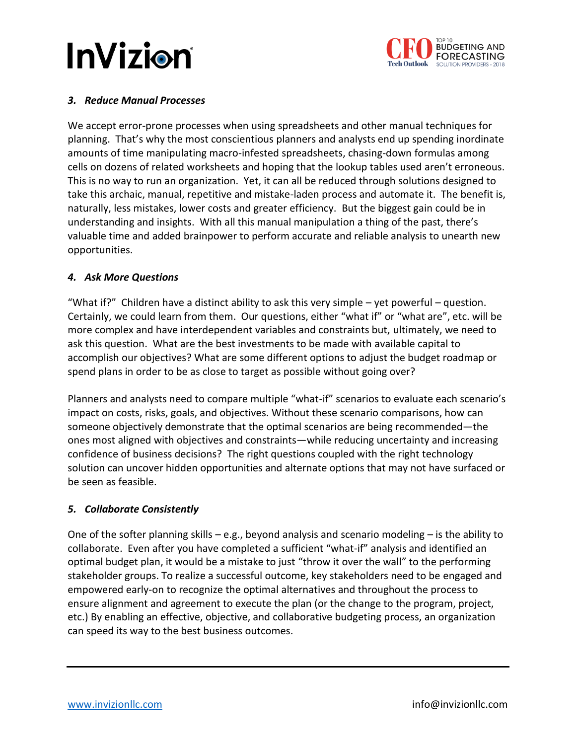### *3. Reduce Manual Processes*

We accept error-prone processes when using spreadsheets and other manual techniques for planning. That's why the most conscientious planners and analysts end up spending inordinate amounts of time manipulating macro-infested spreadsheets, chasing-down formulas among cells on dozens of related worksheets and hoping that the lookup tables used aren't erroneous. This is no way to run an organization. Yet, it can all be reduced through solutions designed to take this archaic, manual, repetitive and mistake-laden process and automate it. The benefit is, naturally, less mistakes, lower costs and greater efficiency. But the biggest gain could be in understanding and insights. With all this manual manipulation a thing of the past, there's valuable time and added brainpower to perform accurate and reliable analysis to unearth new opportunities.

### *4. Ask More Questions*

"What if?" Children have a distinct ability to ask this very simple – yet powerful – question. Certainly, we could learn from them. Our questions, either "what if" or "what are", etc. will be more complex and have interdependent variables and constraints but, ultimately, we need to ask this question. What are the best investments to be made with available capital to accomplish our objectives? What are some different options to adjust the budget roadmap or spend plans in order to be as close to target as possible without going over?

Planners and analysts need to compare multiple "what-if" scenarios to evaluate each scenario's impact on costs, risks, goals, and objectives. Without these scenario comparisons, how can someone objectively demonstrate that the optimal scenarios are being recommended—the ones most aligned with objectives and constraints—while reducing uncertainty and increasing confidence of business decisions? The right questions coupled with the right technology solution can uncover hidden opportunities and alternate options that may not have surfaced or be seen as feasible.

### *5. Collaborate Consistently*

One of the softer planning skills – e.g., beyond analysis and scenario modeling – is the ability to collaborate. Even after you have completed a sufficient "what-if" analysis and identified an optimal budget plan, it would be a mistake to just "throw it over the wall" to the performing stakeholder groups. To realize a successful outcome, key stakeholders need to be engaged and empowered early-on to recognize the optimal alternatives and throughout the process to ensure alignment and agreement to execute the plan (or the change to the program, project, etc.) By enabling an effective, objective, and collaborative budgeting process, an organization can speed its way to the best business outcomes.